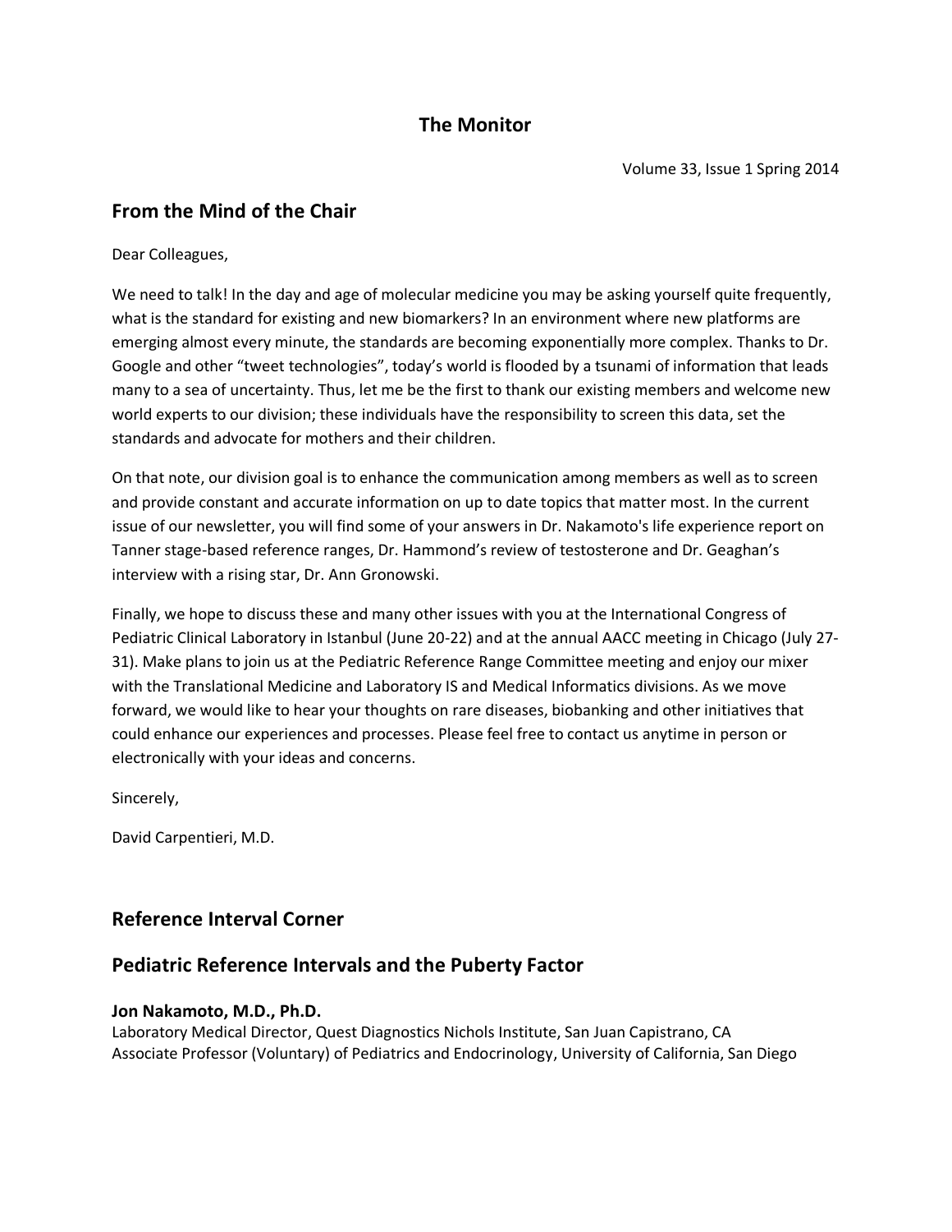# The Monitor

Volume 33, Issue 1 Spring 2014

## From the Mind of the Chair

Dear Colleagues,

We need to talk! In the day and age of molecular medicine you may be asking yourself quite frequently, what is the standard for existing and new biomarkers? In an environment where new platforms are emerging almost every minute, the standards are becoming exponentially more complex. Thanks to Dr. Google and other "tweet technologies", today's world is flooded by a tsunami of information that leads many to a sea of uncertainty. Thus, let me be the first to thank our existing members and welcome new world experts to our division; these individuals have the responsibility to screen this data, set the standards and advocate for mothers and their children.

On that note, our division goal is to enhance the communication among members as well as to screen and provide constant and accurate information on up to date topics that matter most. In the current issue of our newsletter, you will find some of your answers in Dr. Nakamoto's life experience report on Tanner stage-based reference ranges, Dr. Hammond's review of testosterone and Dr. Geaghan's interview with a rising star, Dr. Ann Gronowski.

Finally, we hope to discuss these and many other issues with you at the International Congress of Pediatric Clinical Laboratory in Istanbul (June 20-22) and at the annual AACC meeting in Chicago (July 27-31). Make plans to join us at the Pediatric Reference Range Committee meeting and enjoy our mixer with the Translational Medicine and Laboratory IS and Medical Informatics divisions. As we move forward, we would like to hear your thoughts on rare diseases, biobanking and other initiatives that could enhance our experiences and processes. Please feel free to contact us anytime in person or electronically with your ideas and concerns.

Sincerely,

David Carpentieri, M.D.

## Reference Interval Corner

## Pediatric Reference Intervals and the Puberty Factor

**Jon Nakamoto, M.D., Ph.D.**
Laboratory Medical Director, Quest Diagnostics Nichols Institute, San Juan Capistrano, CA
Associate Professor (Voluntary) of Pediatrics and Endocrinology, University of California, San Diego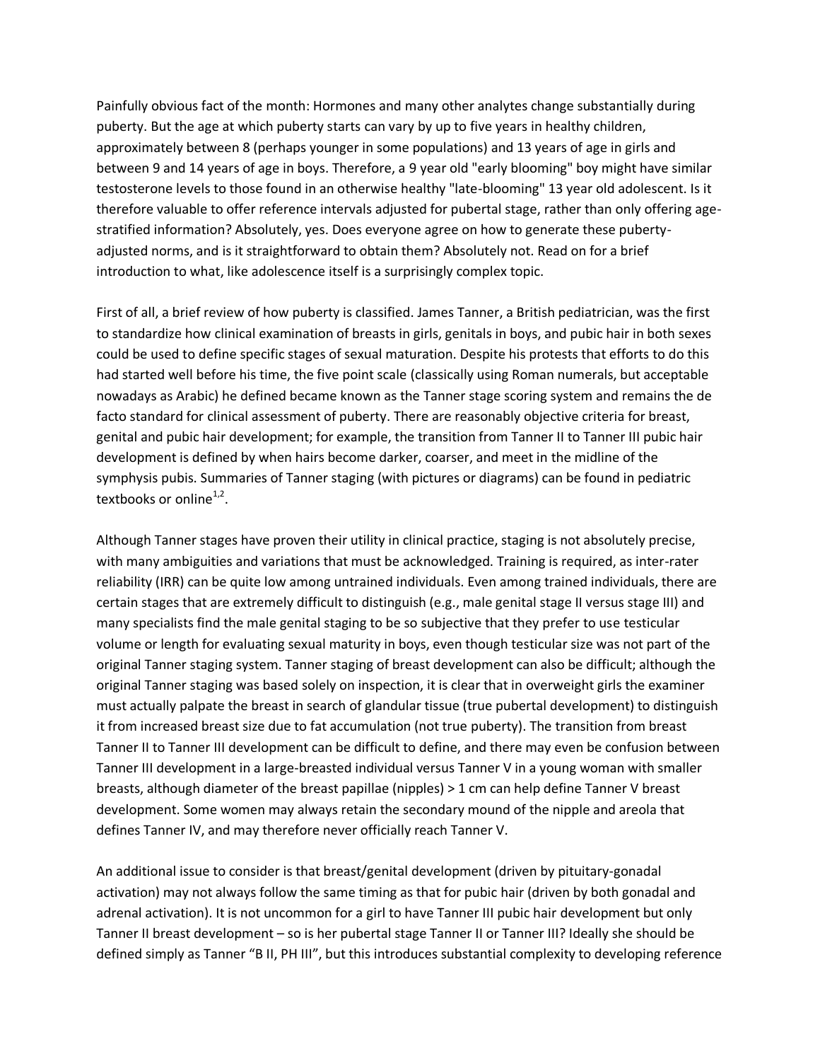Painfully obvious fact of the month: Hormones and many other analytes change substantially during puberty. But the age at which puberty starts can vary by up to five years in healthy children, approximately between 8 (perhaps younger in some populations) and 13 years of age in girls and between 9 and 14 years of age in boys. Therefore, a 9 year old "early blooming" boy might have similar testosterone levels to those found in an otherwise healthy "late-blooming" 13 year old adolescent. Is it therefore valuable to offer reference intervals adjusted for pubertal stage, rather than only offering age-stratified information? Absolutely, yes. Does everyone agree on how to generate these puberty-adjusted norms, and is it straightforward to obtain them? Absolutely not. Read on for a brief introduction to what, like adolescence itself is a surprisingly complex topic.

First of all, a brief review of how puberty is classified. James Tanner, a British pediatrician, was the first to standardize how clinical examination of breasts in girls, genitals in boys, and pubic hair in both sexes could be used to define specific stages of sexual maturation. Despite his protests that efforts to do this had started well before his time, the five point scale (classically using Roman numerals, but acceptable nowadays as Arabic) he defined became known as the Tanner stage scoring system and remains the de facto standard for clinical assessment of puberty. There are reasonably objective criteria for breast, genital and pubic hair development; for example, the transition from Tanner II to Tanner III pubic hair development is defined by when hairs become darker, coarser, and meet in the midline of the symphysis pubis. Summaries of Tanner staging (with pictures or diagrams) can be found in pediatric textbooks or online[1,2].

Although Tanner stages have proven their utility in clinical practice, staging is not absolutely precise, with many ambiguities and variations that must be acknowledged. Training is required, as inter-rater reliability (IRR) can be quite low among untrained individuals. Even among trained individuals, there are certain stages that are extremely difficult to distinguish (e.g., male genital stage II versus stage III) and many specialists find the male genital staging to be so subjective that they prefer to use testicular volume or length for evaluating sexual maturity in boys, even though testicular size was not part of the original Tanner staging system. Tanner staging of breast development can also be difficult; although the original Tanner staging was based solely on inspection, it is clear that in overweight girls the examiner must actually palpate the breast in search of glandular tissue (true pubertal development) to distinguish it from increased breast size due to fat accumulation (not true puberty). The transition from breast Tanner II to Tanner III development can be difficult to define, and there may even be confusion between Tanner III development in a large-breasted individual versus Tanner V in a young woman with smaller breasts, although diameter of the breast papillae (nipples) > 1 cm can help define Tanner V breast development. Some women may always retain the secondary mound of the nipple and areola that defines Tanner IV, and may therefore never officially reach Tanner V.

An additional issue to consider is that breast/genital development (driven by pituitary-gonadal activation) may not always follow the same timing as that for pubic hair (driven by both gonadal and adrenal activation). It is not uncommon for a girl to have Tanner III pubic hair development but only Tanner II breast development – so is her pubertal stage Tanner II or Tanner III? Ideally she should be defined simply as Tanner "B II, PH III", but this introduces substantial complexity to developing reference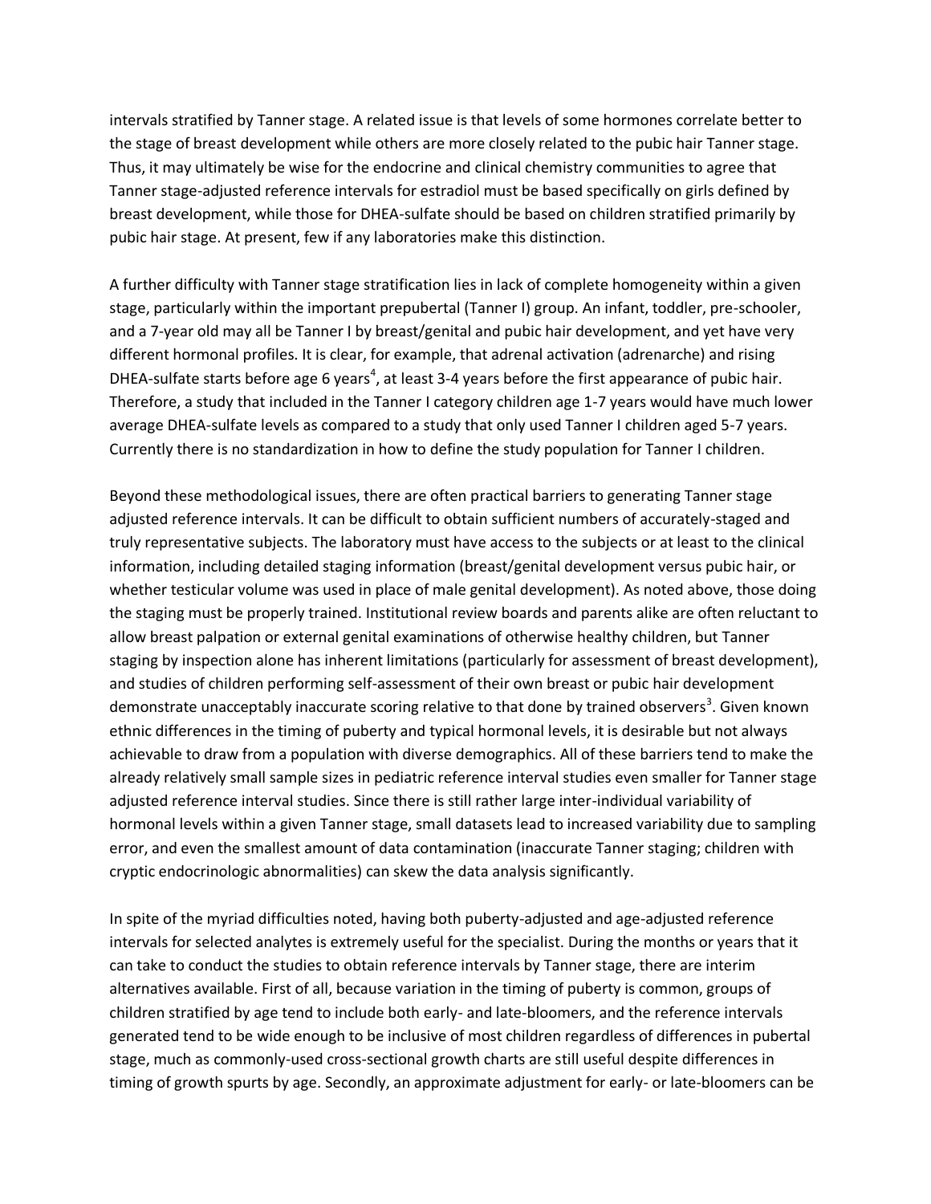intervals stratified by Tanner stage. A related issue is that levels of some hormones correlate better to the stage of breast development while others are more closely related to the pubic hair Tanner stage. Thus, it may ultimately be wise for the endocrine and clinical chemistry communities to agree that Tanner stage-adjusted reference intervals for estradiol must be based specifically on girls defined by breast development, while those for DHEA-sulfate should be based on children stratified primarily by pubic hair stage. At present, few if any laboratories make this distinction.

A further difficulty with Tanner stage stratification lies in lack of complete homogeneity within a given stage, particularly within the important prepubertal (Tanner I) group. An infant, toddler, pre-schooler, and a 7-year old may all be Tanner I by breast/genital and pubic hair development, and yet have very different hormonal profiles. It is clear, for example, that adrenal activation (adrenarche) and rising DHEA-sulfate starts before age 6 years[4], at least 3-4 years before the first appearance of pubic hair. Therefore, a study that included in the Tanner I category children age 1-7 years would have much lower average DHEA-sulfate levels as compared to a study that only used Tanner I children aged 5-7 years. Currently there is no standardization in how to define the study population for Tanner I children.

Beyond these methodological issues, there are often practical barriers to generating Tanner stage adjusted reference intervals. It can be difficult to obtain sufficient numbers of accurately-staged and truly representative subjects. The laboratory must have access to the subjects or at least to the clinical information, including detailed staging information (breast/genital development versus pubic hair, or whether testicular volume was used in place of male genital development). As noted above, those doing the staging must be properly trained. Institutional review boards and parents alike are often reluctant to allow breast palpation or external genital examinations of otherwise healthy children, but Tanner staging by inspection alone has inherent limitations (particularly for assessment of breast development), and studies of children performing self-assessment of their own breast or pubic hair development demonstrate unacceptably inaccurate scoring relative to that done by trained observers[3]. Given known ethnic differences in the timing of puberty and typical hormonal levels, it is desirable but not always achievable to draw from a population with diverse demographics. All of these barriers tend to make the already relatively small sample sizes in pediatric reference interval studies even smaller for Tanner stage adjusted reference interval studies. Since there is still rather large inter-individual variability of hormonal levels within a given Tanner stage, small datasets lead to increased variability due to sampling error, and even the smallest amount of data contamination (inaccurate Tanner staging; children with cryptic endocrinologic abnormalities) can skew the data analysis significantly.

In spite of the myriad difficulties noted, having both puberty-adjusted and age-adjusted reference intervals for selected analytes is extremely useful for the specialist. During the months or years that it can take to conduct the studies to obtain reference intervals by Tanner stage, there are interim alternatives available. First of all, because variation in the timing of puberty is common, groups of children stratified by age tend to include both early- and late-bloomers, and the reference intervals generated tend to be wide enough to be inclusive of most children regardless of differences in pubertal stage, much as commonly-used cross-sectional growth charts are still useful despite differences in timing of growth spurts by age. Secondly, an approximate adjustment for early- or late-bloomers can be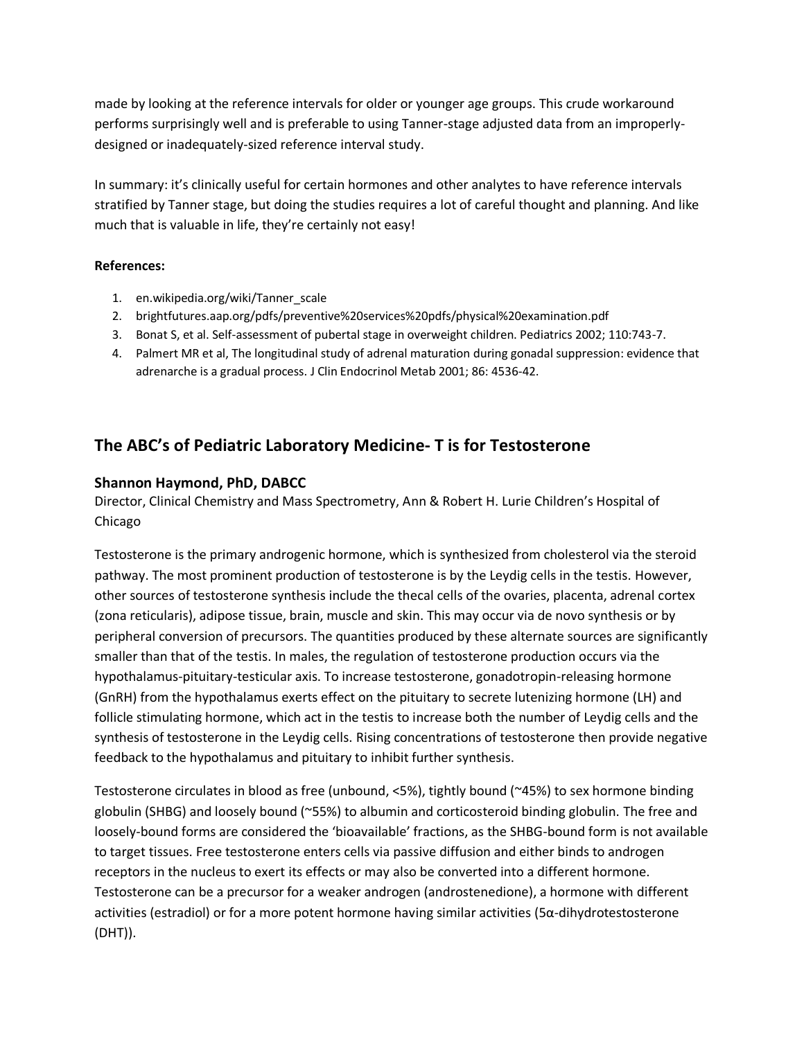made by looking at the reference intervals for older or younger age groups. This crude workaround performs surprisingly well and is preferable to using Tanner-stage adjusted data from an improperly-designed or inadequately-sized reference interval study.

In summary: it's clinically useful for certain hormones and other analytes to have reference intervals stratified by Tanner stage, but doing the studies requires a lot of careful thought and planning. And like much that is valuable in life, they're certainly not easy!

**References:**

1. en.wikipedia.org/wiki/Tanner_scale
2. brightfutures.aap.org/pdfs/preventive%20services%20pdfs/physical%20examination.pdf
3. Bonat S, et al. Self-assessment of pubertal stage in overweight children. Pediatrics 2002; 110:743-7.
4. Palmert MR et al, The longitudinal study of adrenal maturation during gonadal suppression: evidence that adrenarche is a gradual process. J Clin Endocrinol Metab 2001; 86: 4536-42.

## The ABC's of Pediatric Laboratory Medicine- T is for Testosterone

### Shannon Haymond, PhD, DABCC

Director, Clinical Chemistry and Mass Spectrometry, Ann & Robert H. Lurie Children's Hospital of Chicago

Testosterone is the primary androgenic hormone, which is synthesized from cholesterol via the steroid pathway. The most prominent production of testosterone is by the Leydig cells in the testis. However, other sources of testosterone synthesis include the thecal cells of the ovaries, placenta, adrenal cortex (zona reticularis), adipose tissue, brain, muscle and skin. This may occur via de novo synthesis or by peripheral conversion of precursors. The quantities produced by these alternate sources are significantly smaller than that of the testis. In males, the regulation of testosterone production occurs via the hypothalamus-pituitary-testicular axis. To increase testosterone, gonadotropin-releasing hormone (GnRH) from the hypothalamus exerts effect on the pituitary to secrete lutenizing hormone (LH) and follicle stimulating hormone, which act in the testis to increase both the number of Leydig cells and the synthesis of testosterone in the Leydig cells. Rising concentrations of testosterone then provide negative feedback to the hypothalamus and pituitary to inhibit further synthesis.

Testosterone circulates in blood as free (unbound, <5%), tightly bound (~45%) to sex hormone binding globulin (SHBG) and loosely bound (~55%) to albumin and corticosteroid binding globulin. The free and loosely-bound forms are considered the 'bioavailable' fractions, as the SHBG-bound form is not available to target tissues. Free testosterone enters cells via passive diffusion and either binds to androgen receptors in the nucleus to exert its effects or may also be converted into a different hormone. Testosterone can be a precursor for a weaker androgen (androstenedione), a hormone with different activities (estradiol) or for a more potent hormone having similar activities (5α-dihydrotestosterone (DHT)).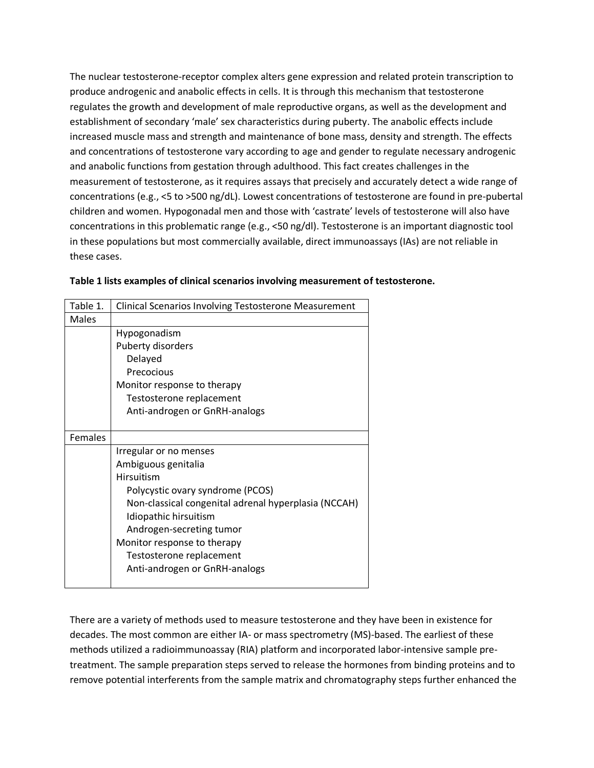The nuclear testosterone-receptor complex alters gene expression and related protein transcription to produce androgenic and anabolic effects in cells. It is through this mechanism that testosterone regulates the growth and development of male reproductive organs, as well as the development and establishment of secondary 'male' sex characteristics during puberty. The anabolic effects include increased muscle mass and strength and maintenance of bone mass, density and strength. The effects and concentrations of testosterone vary according to age and gender to regulate necessary androgenic and anabolic functions from gestation through adulthood. This fact creates challenges in the measurement of testosterone, as it requires assays that precisely and accurately detect a wide range of concentrations (e.g., <5 to >500 ng/dL). Lowest concentrations of testosterone are found in pre-pubertal children and women. Hypogonadal men and those with 'castrate' levels of testosterone will also have concentrations in this problematic range (e.g., <50 ng/dl). Testosterone is an important diagnostic tool in these populations but most commercially available, direct immunoassays (IAs) are not reliable in these cases.

**Table 1 lists examples of clinical scenarios involving measurement of testosterone.**

| Table 1. | Clinical Scenarios Involving Testosterone Measurement |
|---|---|
| Males | |
| | Hypogonadism<br>Puberty disorders<br>  Delayed<br>  Precocious<br>Monitor response to therapy<br>  Testosterone replacement<br>  Anti-androgen or GnRH-analogs |
| Females | |
| | Irregular or no menses<br>Ambiguous genitalia<br>Hirsuitism<br>  Polycystic ovary syndrome (PCOS)<br>  Non-classical congenital adrenal hyperplasia (NCCAH)<br>  Idiopathic hirsuitism<br>  Androgen-secreting tumor<br>Monitor response to therapy<br>  Testosterone replacement<br>  Anti-androgen or GnRH-analogs |

There are a variety of methods used to measure testosterone and they have been in existence for decades. The most common are either IA- or mass spectrometry (MS)-based. The earliest of these methods utilized a radioimmunoassay (RIA) platform and incorporated labor-intensive sample pre-treatment. The sample preparation steps served to release the hormones from binding proteins and to remove potential interferents from the sample matrix and chromatography steps further enhanced the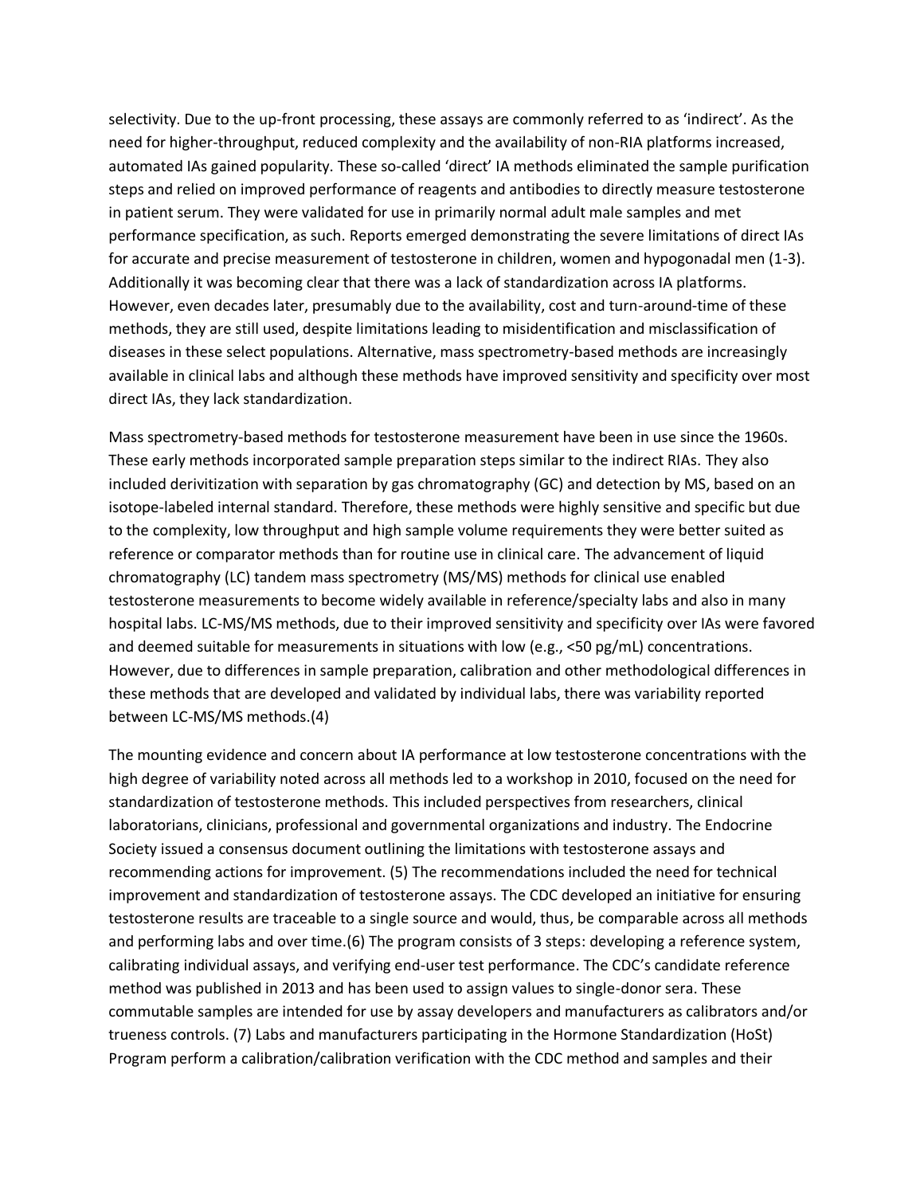selectivity. Due to the up-front processing, these assays are commonly referred to as 'indirect'. As the need for higher-throughput, reduced complexity and the availability of non-RIA platforms increased, automated IAs gained popularity. These so-called 'direct' IA methods eliminated the sample purification steps and relied on improved performance of reagents and antibodies to directly measure testosterone in patient serum. They were validated for use in primarily normal adult male samples and met performance specification, as such. Reports emerged demonstrating the severe limitations of direct IAs for accurate and precise measurement of testosterone in children, women and hypogonadal men (1-3). Additionally it was becoming clear that there was a lack of standardization across IA platforms. However, even decades later, presumably due to the availability, cost and turn-around-time of these methods, they are still used, despite limitations leading to misidentification and misclassification of diseases in these select populations. Alternative, mass spectrometry-based methods are increasingly available in clinical labs and although these methods have improved sensitivity and specificity over most direct IAs, they lack standardization.

Mass spectrometry-based methods for testosterone measurement have been in use since the 1960s. These early methods incorporated sample preparation steps similar to the indirect RIAs. They also included derivitization with separation by gas chromatography (GC) and detection by MS, based on an isotope-labeled internal standard. Therefore, these methods were highly sensitive and specific but due to the complexity, low throughput and high sample volume requirements they were better suited as reference or comparator methods than for routine use in clinical care. The advancement of liquid chromatography (LC) tandem mass spectrometry (MS/MS) methods for clinical use enabled testosterone measurements to become widely available in reference/specialty labs and also in many hospital labs. LC-MS/MS methods, due to their improved sensitivity and specificity over IAs were favored and deemed suitable for measurements in situations with low (e.g., <50 pg/mL) concentrations. However, due to differences in sample preparation, calibration and other methodological differences in these methods that are developed and validated by individual labs, there was variability reported between LC-MS/MS methods.(4)

The mounting evidence and concern about IA performance at low testosterone concentrations with the high degree of variability noted across all methods led to a workshop in 2010, focused on the need for standardization of testosterone methods. This included perspectives from researchers, clinical laboratorians, clinicians, professional and governmental organizations and industry. The Endocrine Society issued a consensus document outlining the limitations with testosterone assays and recommending actions for improvement. (5) The recommendations included the need for technical improvement and standardization of testosterone assays. The CDC developed an initiative for ensuring testosterone results are traceable to a single source and would, thus, be comparable across all methods and performing labs and over time.(6) The program consists of 3 steps: developing a reference system, calibrating individual assays, and verifying end-user test performance. The CDC's candidate reference method was published in 2013 and has been used to assign values to single-donor sera. These commutable samples are intended for use by assay developers and manufacturers as calibrators and/or trueness controls. (7) Labs and manufacturers participating in the Hormone Standardization (HoSt) Program perform a calibration/calibration verification with the CDC method and samples and their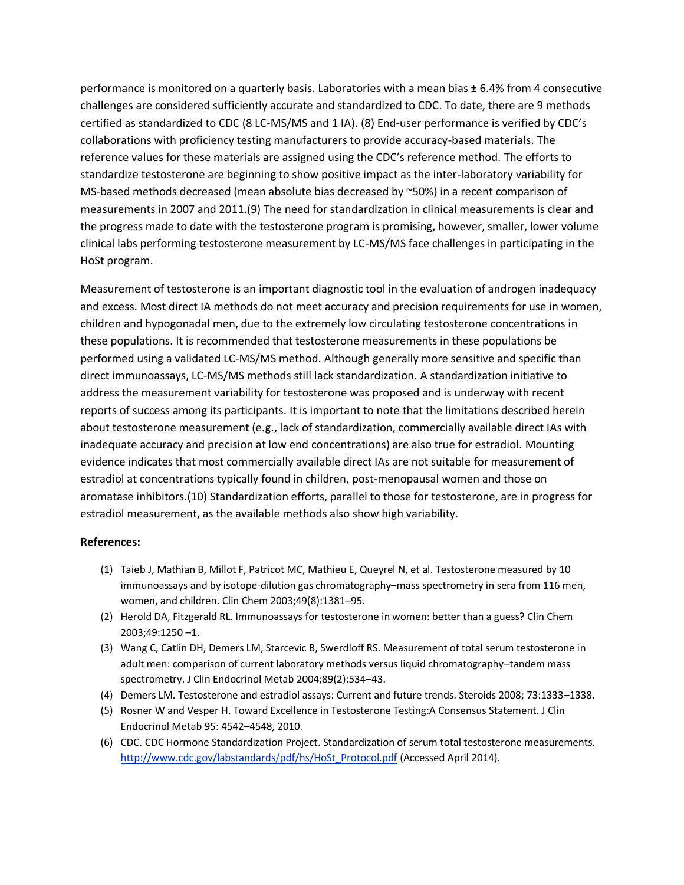performance is monitored on a quarterly basis. Laboratories with a mean bias ± 6.4% from 4 consecutive challenges are considered sufficiently accurate and standardized to CDC. To date, there are 9 methods certified as standardized to CDC (8 LC-MS/MS and 1 IA). (8) End-user performance is verified by CDC's collaborations with proficiency testing manufacturers to provide accuracy-based materials. The reference values for these materials are assigned using the CDC's reference method. The efforts to standardize testosterone are beginning to show positive impact as the inter-laboratory variability for MS-based methods decreased (mean absolute bias decreased by ~50%) in a recent comparison of measurements in 2007 and 2011.(9) The need for standardization in clinical measurements is clear and the progress made to date with the testosterone program is promising, however, smaller, lower volume clinical labs performing testosterone measurement by LC-MS/MS face challenges in participating in the HoSt program.

Measurement of testosterone is an important diagnostic tool in the evaluation of androgen inadequacy and excess. Most direct IA methods do not meet accuracy and precision requirements for use in women, children and hypogonadal men, due to the extremely low circulating testosterone concentrations in these populations. It is recommended that testosterone measurements in these populations be performed using a validated LC-MS/MS method. Although generally more sensitive and specific than direct immunoassays, LC-MS/MS methods still lack standardization. A standardization initiative to address the measurement variability for testosterone was proposed and is underway with recent reports of success among its participants. It is important to note that the limitations described herein about testosterone measurement (e.g., lack of standardization, commercially available direct IAs with inadequate accuracy and precision at low end concentrations) are also true for estradiol. Mounting evidence indicates that most commercially available direct IAs are not suitable for measurement of estradiol at concentrations typically found in children, post-menopausal women and those on aromatase inhibitors.(10) Standardization efforts, parallel to those for testosterone, are in progress for estradiol measurement, as the available methods also show high variability.

**References:**

(1) Taieb J, Mathian B, Millot F, Patricot MC, Mathieu E, Queyrel N, et al. Testosterone measured by 10 immunoassays and by isotope-dilution gas chromatography–mass spectrometry in sera from 116 men, women, and children. Clin Chem 2003;49(8):1381–95.

(2) Herold DA, Fitzgerald RL. Immunoassays for testosterone in women: better than a guess? Clin Chem 2003;49:1250 –1.

(3) Wang C, Catlin DH, Demers LM, Starcevic B, Swerdloff RS. Measurement of total serum testosterone in adult men: comparison of current laboratory methods versus liquid chromatography–tandem mass spectrometry. J Clin Endocrinol Metab 2004;89(2):534–43.

(4) Demers LM. Testosterone and estradiol assays: Current and future trends. Steroids 2008; 73:1333–1338.

(5) Rosner W and Vesper H. Toward Excellence in Testosterone Testing:A Consensus Statement. J Clin Endocrinol Metab 95: 4542–4548, 2010.

(6) CDC. CDC Hormone Standardization Project. Standardization of serum total testosterone measurements. http://www.cdc.gov/labstandards/pdf/hs/HoSt_Protocol.pdf (Accessed April 2014).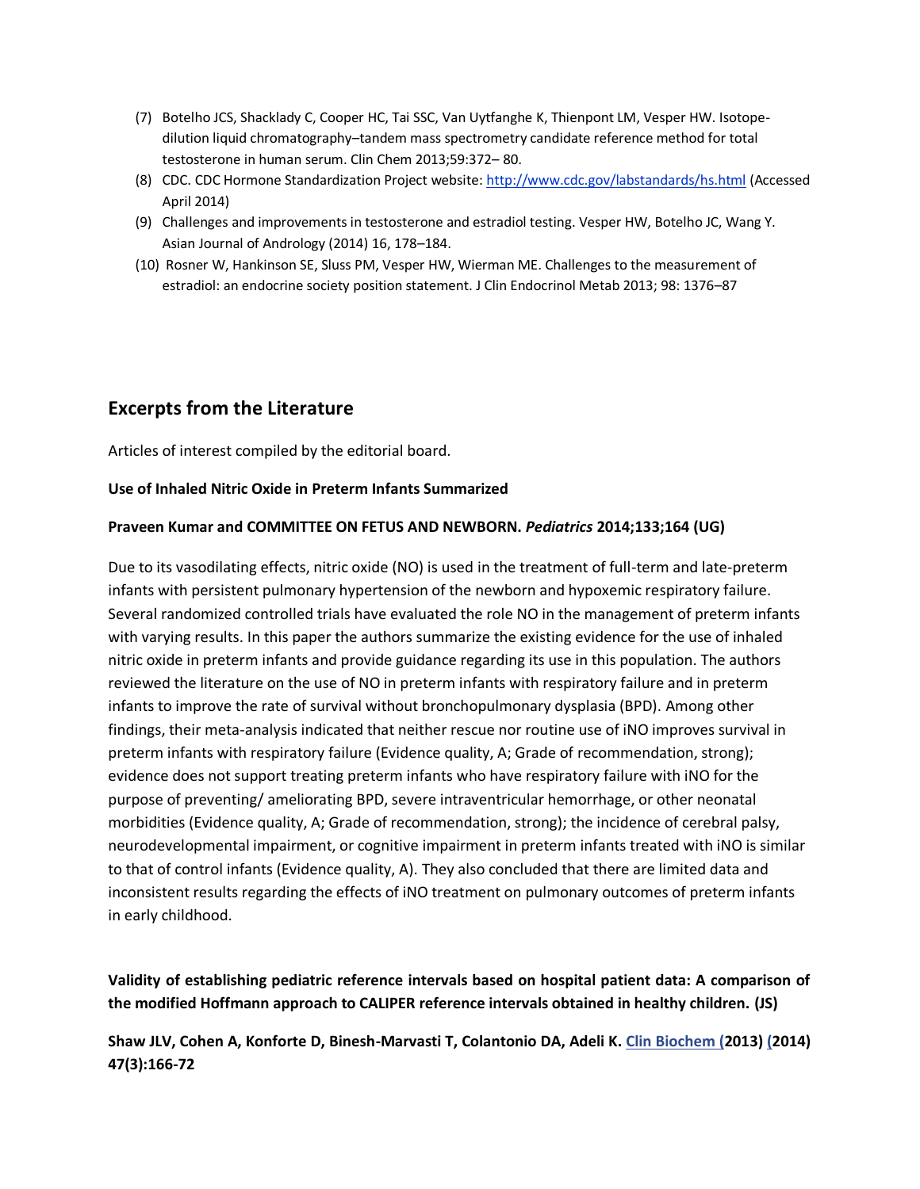(7) Botelho JCS, Shacklady C, Cooper HC, Tai SSC, Van Uytfanghe K, Thienpont LM, Vesper HW. Isotope-dilution liquid chromatography–tandem mass spectrometry candidate reference method for total testosterone in human serum. Clin Chem 2013;59:372– 80.
(8) CDC. CDC Hormone Standardization Project website: http://www.cdc.gov/labstandards/hs.html (Accessed April 2014)
(9) Challenges and improvements in testosterone and estradiol testing. Vesper HW, Botelho JC, Wang Y. Asian Journal of Andrology (2014) 16, 178–184.
(10) Rosner W, Hankinson SE, Sluss PM, Vesper HW, Wierman ME. Challenges to the measurement of estradiol: an endocrine society position statement. J Clin Endocrinol Metab 2013; 98: 1376–87

## Excerpts from the Literature

Articles of interest compiled by the editorial board.

**Use of Inhaled Nitric Oxide in Preterm Infants Summarized**

**Praveen Kumar and COMMITTEE ON FETUS AND NEWBORN.** ***Pediatrics*** **2014;133;164 (UG)**

Due to its vasodilating effects, nitric oxide (NO) is used in the treatment of full-term and late-preterm infants with persistent pulmonary hypertension of the newborn and hypoxemic respiratory failure. Several randomized controlled trials have evaluated the role NO in the management of preterm infants with varying results. In this paper the authors summarize the existing evidence for the use of inhaled nitric oxide in preterm infants and provide guidance regarding its use in this population. The authors reviewed the literature on the use of NO in preterm infants with respiratory failure and in preterm infants to improve the rate of survival without bronchopulmonary dysplasia (BPD). Among other findings, their meta-analysis indicated that neither rescue nor routine use of iNO improves survival in preterm infants with respiratory failure (Evidence quality, A; Grade of recommendation, strong); evidence does not support treating preterm infants who have respiratory failure with iNO for the purpose of preventing/ ameliorating BPD, severe intraventricular hemorrhage, or other neonatal morbidities (Evidence quality, A; Grade of recommendation, strong); the incidence of cerebral palsy, neurodevelopmental impairment, or cognitive impairment in preterm infants treated with iNO is similar to that of control infants (Evidence quality, A). They also concluded that there are limited data and inconsistent results regarding the effects of iNO treatment on pulmonary outcomes of preterm infants in early childhood.

**Validity of establishing pediatric reference intervals based on hospital patient data: A comparison of the modified Hoffmann approach to CALIPER reference intervals obtained in healthy children. (JS)**

**Shaw JLV, Cohen A, Konforte D, Binesh-Marvasti T, Colantonio DA, Adeli K. Clin Biochem (2013) (2014) 47(3):166-72**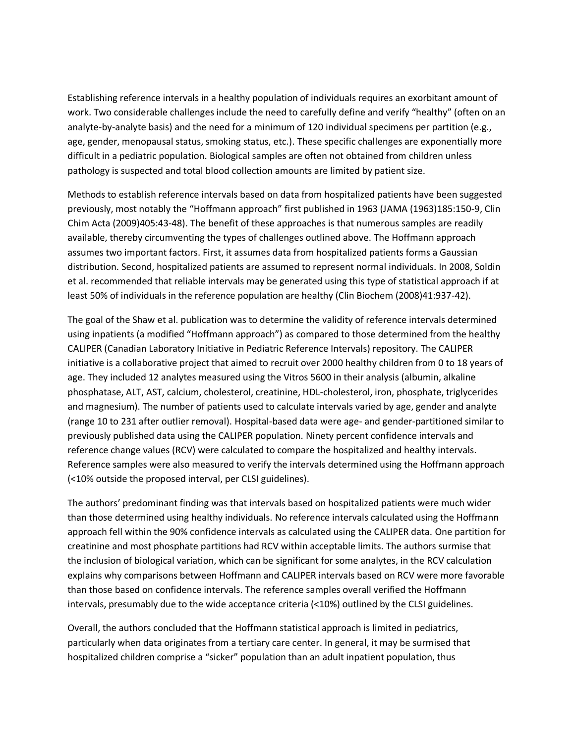Establishing reference intervals in a healthy population of individuals requires an exorbitant amount of work. Two considerable challenges include the need to carefully define and verify "healthy" (often on an analyte-by-analyte basis) and the need for a minimum of 120 individual specimens per partition (e.g., age, gender, menopausal status, smoking status, etc.). These specific challenges are exponentially more difficult in a pediatric population. Biological samples are often not obtained from children unless pathology is suspected and total blood collection amounts are limited by patient size.

Methods to establish reference intervals based on data from hospitalized patients have been suggested previously, most notably the "Hoffmann approach" first published in 1963 (JAMA (1963)185:150-9, Clin Chim Acta (2009)405:43-48). The benefit of these approaches is that numerous samples are readily available, thereby circumventing the types of challenges outlined above. The Hoffmann approach assumes two important factors. First, it assumes data from hospitalized patients forms a Gaussian distribution. Second, hospitalized patients are assumed to represent normal individuals. In 2008, Soldin et al. recommended that reliable intervals may be generated using this type of statistical approach if at least 50% of individuals in the reference population are healthy (Clin Biochem (2008)41:937-42).

The goal of the Shaw et al. publication was to determine the validity of reference intervals determined using inpatients (a modified "Hoffmann approach") as compared to those determined from the healthy CALIPER (Canadian Laboratory Initiative in Pediatric Reference Intervals) repository. The CALIPER initiative is a collaborative project that aimed to recruit over 2000 healthy children from 0 to 18 years of age. They included 12 analytes measured using the Vitros 5600 in their analysis (albumin, alkaline phosphatase, ALT, AST, calcium, cholesterol, creatinine, HDL-cholesterol, iron, phosphate, triglycerides and magnesium). The number of patients used to calculate intervals varied by age, gender and analyte (range 10 to 231 after outlier removal). Hospital-based data were age- and gender-partitioned similar to previously published data using the CALIPER population. Ninety percent confidence intervals and reference change values (RCV) were calculated to compare the hospitalized and healthy intervals. Reference samples were also measured to verify the intervals determined using the Hoffmann approach (<10% outside the proposed interval, per CLSI guidelines).

The authors' predominant finding was that intervals based on hospitalized patients were much wider than those determined using healthy individuals. No reference intervals calculated using the Hoffmann approach fell within the 90% confidence intervals as calculated using the CALIPER data. One partition for creatinine and most phosphate partitions had RCV within acceptable limits. The authors surmise that the inclusion of biological variation, which can be significant for some analytes, in the RCV calculation explains why comparisons between Hoffmann and CALIPER intervals based on RCV were more favorable than those based on confidence intervals. The reference samples overall verified the Hoffmann intervals, presumably due to the wide acceptance criteria (<10%) outlined by the CLSI guidelines.

Overall, the authors concluded that the Hoffmann statistical approach is limited in pediatrics, particularly when data originates from a tertiary care center. In general, it may be surmised that hospitalized children comprise a "sicker" population than an adult inpatient population, thus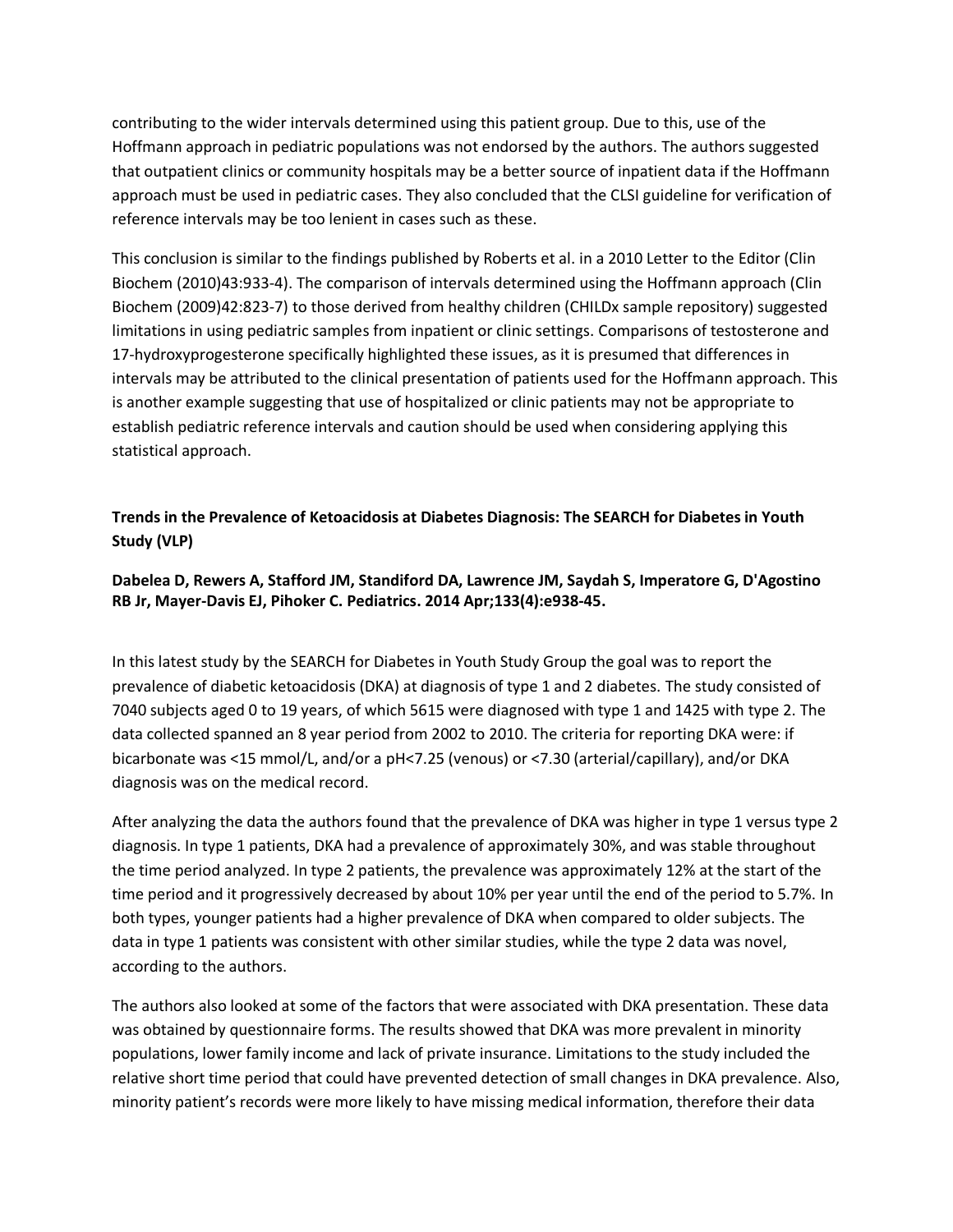contributing to the wider intervals determined using this patient group. Due to this, use of the Hoffmann approach in pediatric populations was not endorsed by the authors. The authors suggested that outpatient clinics or community hospitals may be a better source of inpatient data if the Hoffmann approach must be used in pediatric cases. They also concluded that the CLSI guideline for verification of reference intervals may be too lenient in cases such as these.

This conclusion is similar to the findings published by Roberts et al. in a 2010 Letter to the Editor (Clin Biochem (2010)43:933-4). The comparison of intervals determined using the Hoffmann approach (Clin Biochem (2009)42:823-7) to those derived from healthy children (CHILDx sample repository) suggested limitations in using pediatric samples from inpatient or clinic settings. Comparisons of testosterone and 17-hydroxyprogesterone specifically highlighted these issues, as it is presumed that differences in intervals may be attributed to the clinical presentation of patients used for the Hoffmann approach. This is another example suggesting that use of hospitalized or clinic patients may not be appropriate to establish pediatric reference intervals and caution should be used when considering applying this statistical approach.

**Trends in the Prevalence of Ketoacidosis at Diabetes Diagnosis: The SEARCH for Diabetes in Youth Study (VLP)**

**Dabelea D, Rewers A, Stafford JM, Standiford DA, Lawrence JM, Saydah S, Imperatore G, D'Agostino RB Jr, Mayer-Davis EJ, Pihoker C. Pediatrics. 2014 Apr;133(4):e938-45.**

In this latest study by the SEARCH for Diabetes in Youth Study Group the goal was to report the prevalence of diabetic ketoacidosis (DKA) at diagnosis of type 1 and 2 diabetes. The study consisted of 7040 subjects aged 0 to 19 years, of which 5615 were diagnosed with type 1 and 1425 with type 2. The data collected spanned an 8 year period from 2002 to 2010. The criteria for reporting DKA were: if bicarbonate was <15 mmol/L, and/or a pH<7.25 (venous) or <7.30 (arterial/capillary), and/or DKA diagnosis was on the medical record.

After analyzing the data the authors found that the prevalence of DKA was higher in type 1 versus type 2 diagnosis. In type 1 patients, DKA had a prevalence of approximately 30%, and was stable throughout the time period analyzed. In type 2 patients, the prevalence was approximately 12% at the start of the time period and it progressively decreased by about 10% per year until the end of the period to 5.7%. In both types, younger patients had a higher prevalence of DKA when compared to older subjects. The data in type 1 patients was consistent with other similar studies, while the type 2 data was novel, according to the authors.

The authors also looked at some of the factors that were associated with DKA presentation. These data was obtained by questionnaire forms. The results showed that DKA was more prevalent in minority populations, lower family income and lack of private insurance. Limitations to the study included the relative short time period that could have prevented detection of small changes in DKA prevalence. Also, minority patient's records were more likely to have missing medical information, therefore their data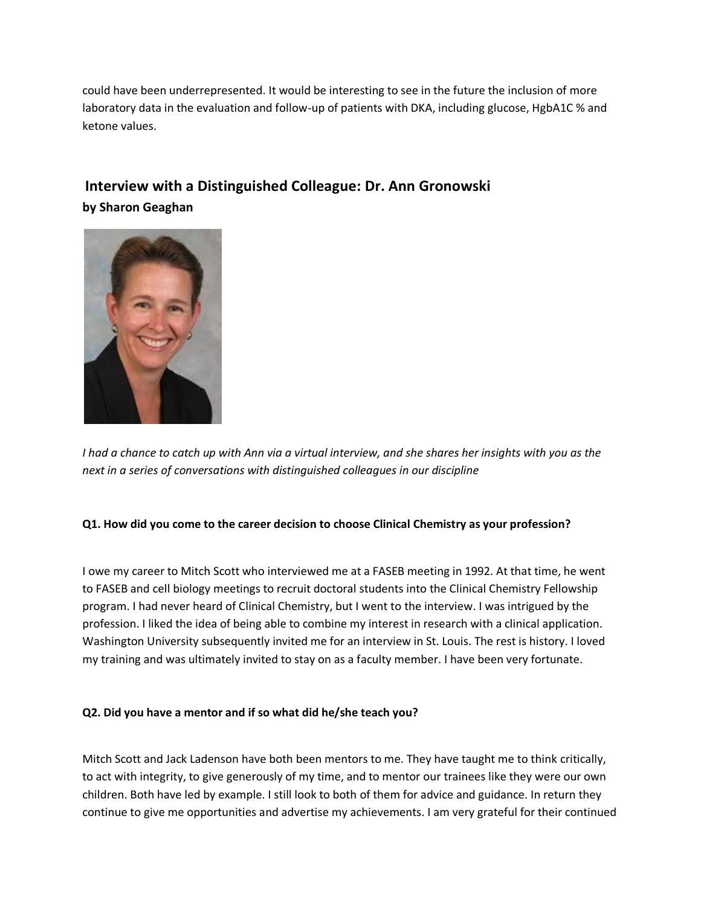could have been underrepresented. It would be interesting to see in the future the inclusion of more laboratory data in the evaluation and follow-up of patients with DKA, including glucose, HgbA1C % and ketone values.

## Interview with a Distinguished Colleague: Dr. Ann Gronowski

**by Sharon Geaghan**

*I had a chance to catch up with Ann via a virtual interview, and she shares her insights with you as the next in a series of conversations with distinguished colleagues in our discipline*

**Q1. How did you come to the career decision to choose Clinical Chemistry as your profession?**

I owe my career to Mitch Scott who interviewed me at a FASEB meeting in 1992. At that time, he went to FASEB and cell biology meetings to recruit doctoral students into the Clinical Chemistry Fellowship program. I had never heard of Clinical Chemistry, but I went to the interview. I was intrigued by the profession. I liked the idea of being able to combine my interest in research with a clinical application. Washington University subsequently invited me for an interview in St. Louis. The rest is history. I loved my training and was ultimately invited to stay on as a faculty member. I have been very fortunate.

**Q2. Did you have a mentor and if so what did he/she teach you?**

Mitch Scott and Jack Ladenson have both been mentors to me. They have taught me to think critically, to act with integrity, to give generously of my time, and to mentor our trainees like they were our own children. Both have led by example. I still look to both of them for advice and guidance. In return they continue to give me opportunities and advertise my achievements. I am very grateful for their continued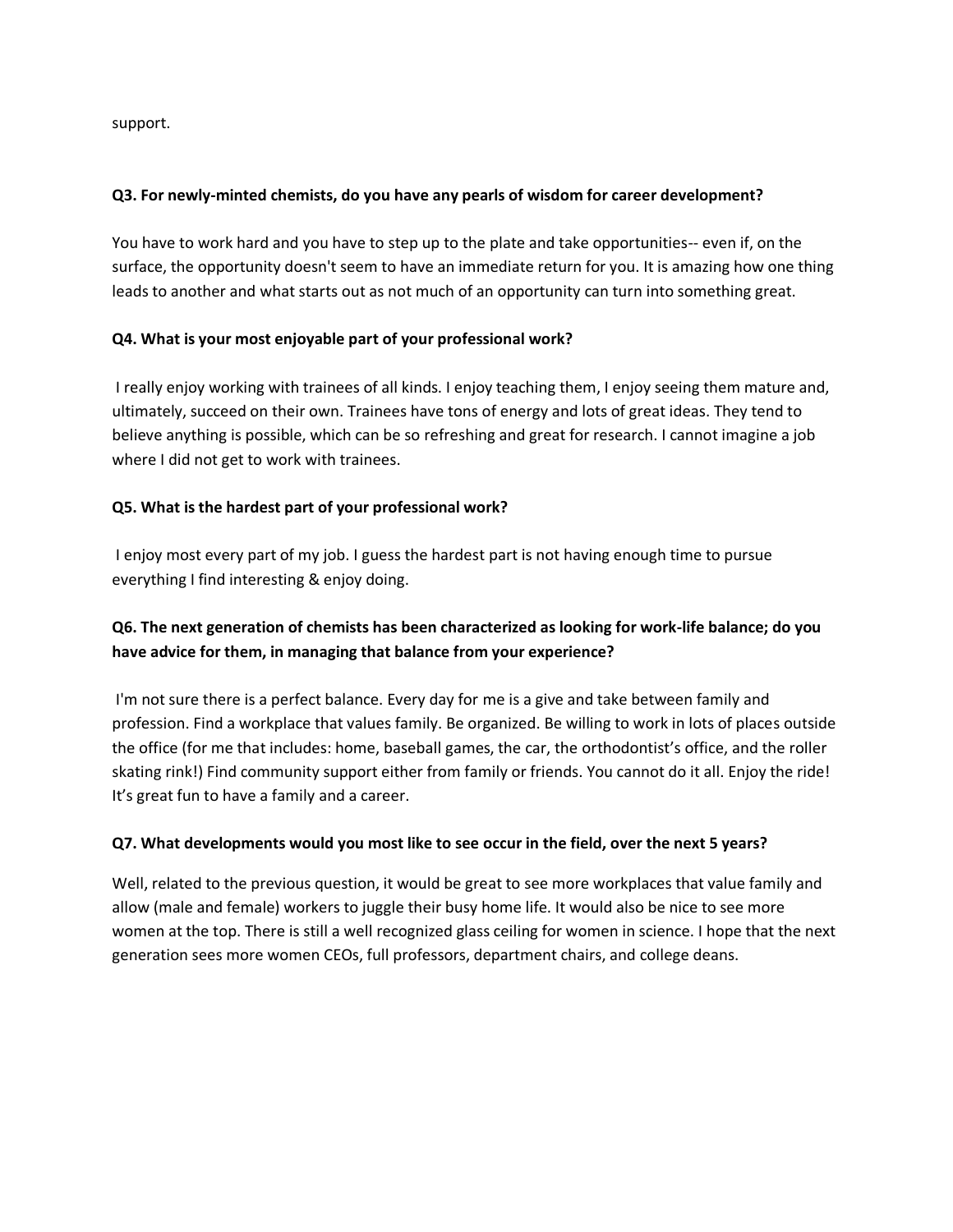support.

**Q3. For newly-minted chemists, do you have any pearls of wisdom for career development?**

You have to work hard and you have to step up to the plate and take opportunities-- even if, on the surface, the opportunity doesn't seem to have an immediate return for you. It is amazing how one thing leads to another and what starts out as not much of an opportunity can turn into something great.

**Q4. What is your most enjoyable part of your professional work?**

I really enjoy working with trainees of all kinds. I enjoy teaching them, I enjoy seeing them mature and, ultimately, succeed on their own. Trainees have tons of energy and lots of great ideas. They tend to believe anything is possible, which can be so refreshing and great for research. I cannot imagine a job where I did not get to work with trainees.

**Q5. What is the hardest part of your professional work?**

I enjoy most every part of my job. I guess the hardest part is not having enough time to pursue everything I find interesting & enjoy doing.

**Q6. The next generation of chemists has been characterized as looking for work-life balance; do you have advice for them, in managing that balance from your experience?**

I'm not sure there is a perfect balance. Every day for me is a give and take between family and profession. Find a workplace that values family. Be organized. Be willing to work in lots of places outside the office (for me that includes: home, baseball games, the car, the orthodontist's office, and the roller skating rink!) Find community support either from family or friends. You cannot do it all. Enjoy the ride! It's great fun to have a family and a career.

**Q7. What developments would you most like to see occur in the field, over the next 5 years?**

Well, related to the previous question, it would be great to see more workplaces that value family and allow (male and female) workers to juggle their busy home life. It would also be nice to see more women at the top. There is still a well recognized glass ceiling for women in science. I hope that the next generation sees more women CEOs, full professors, department chairs, and college deans.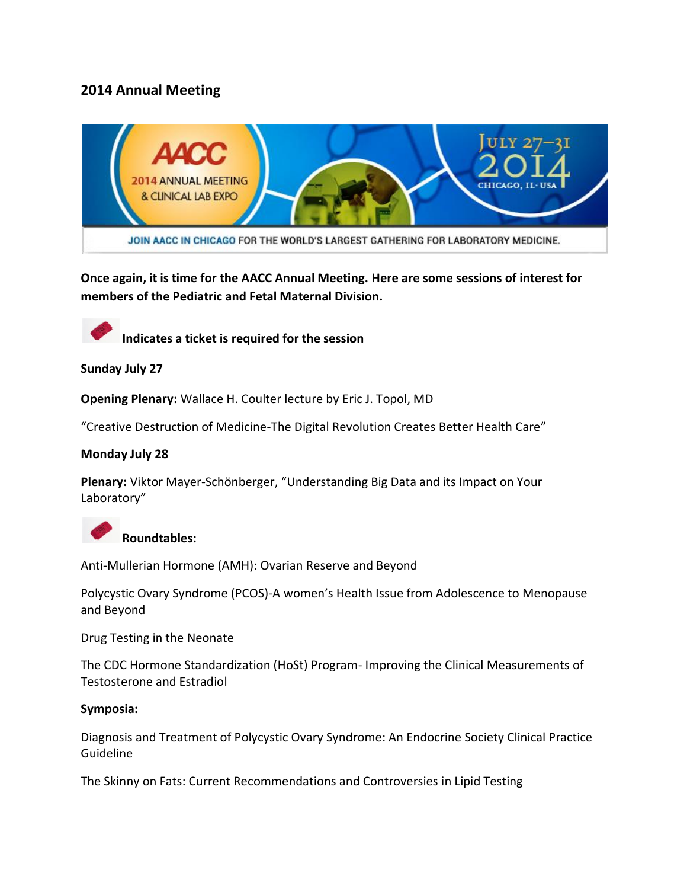## 2014 Annual Meeting

**Once again, it is time for the AACC Annual Meeting. Here are some sessions of interest for members of the Pediatric and Fetal Maternal Division.**

**Indicates a ticket is required for the session**

**Sunday July 27**

**Opening Plenary:** Wallace H. Coulter lecture by Eric J. Topol, MD

"Creative Destruction of Medicine-The Digital Revolution Creates Better Health Care"

**Monday July 28**

**Plenary:** Viktor Mayer-Schönberger, "Understanding Big Data and its Impact on Your Laboratory"

**Roundtables:**

Anti-Mullerian Hormone (AMH): Ovarian Reserve and Beyond

Polycystic Ovary Syndrome (PCOS)-A women's Health Issue from Adolescence to Menopause and Beyond

Drug Testing in the Neonate

The CDC Hormone Standardization (HoSt) Program- Improving the Clinical Measurements of Testosterone and Estradiol

**Symposia:**

Diagnosis and Treatment of Polycystic Ovary Syndrome: An Endocrine Society Clinical Practice Guideline

The Skinny on Fats: Current Recommendations and Controversies in Lipid Testing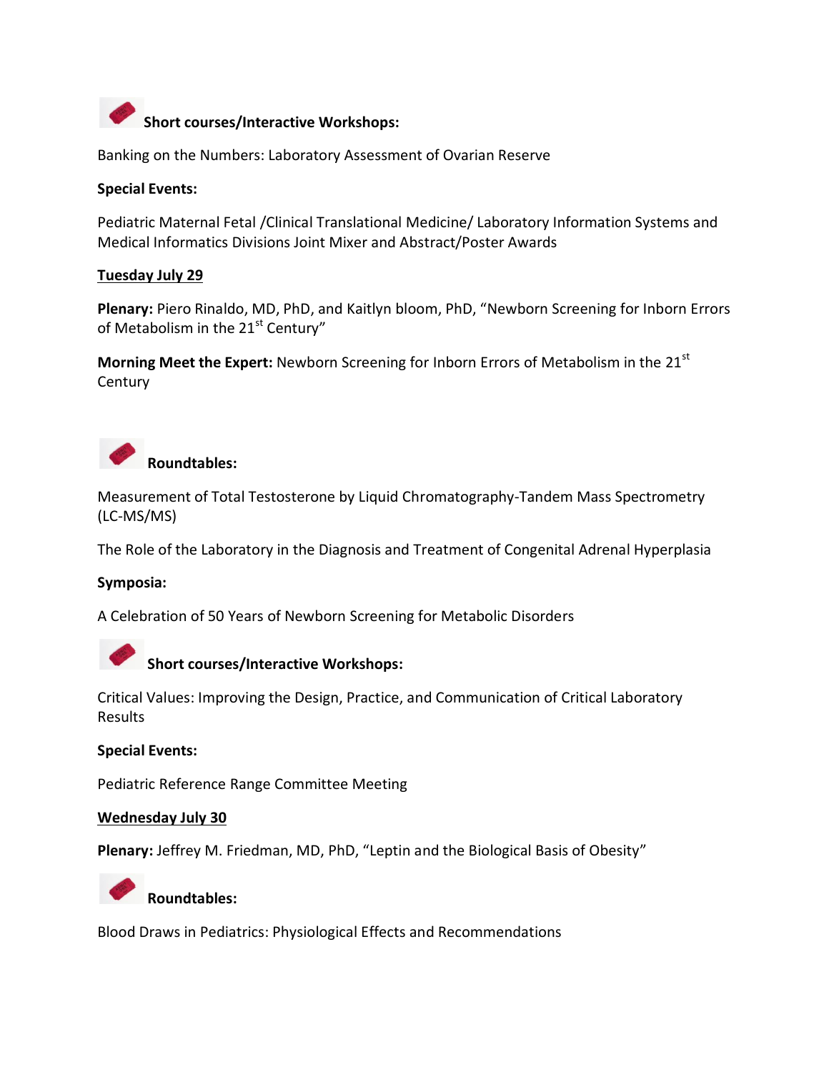**Short courses/Interactive Workshops:**

Banking on the Numbers: Laboratory Assessment of Ovarian Reserve

**Special Events:**

Pediatric Maternal Fetal /Clinical Translational Medicine/ Laboratory Information Systems and Medical Informatics Divisions Joint Mixer and Abstract/Poster Awards

**Tuesday July 29**

**Plenary:** Piero Rinaldo, MD, PhD, and Kaitlyn bloom, PhD, "Newborn Screening for Inborn Errors of Metabolism in the 21st Century"

**Morning Meet the Expert:** Newborn Screening for Inborn Errors of Metabolism in the 21st Century

**Roundtables:**

Measurement of Total Testosterone by Liquid Chromatography-Tandem Mass Spectrometry (LC-MS/MS)

The Role of the Laboratory in the Diagnosis and Treatment of Congenital Adrenal Hyperplasia

**Symposia:**

A Celebration of 50 Years of Newborn Screening for Metabolic Disorders

**Short courses/Interactive Workshops:**

Critical Values: Improving the Design, Practice, and Communication of Critical Laboratory Results

**Special Events:**

Pediatric Reference Range Committee Meeting

**Wednesday July 30**

**Plenary:** Jeffrey M. Friedman, MD, PhD, "Leptin and the Biological Basis of Obesity"

**Roundtables:**

Blood Draws in Pediatrics: Physiological Effects and Recommendations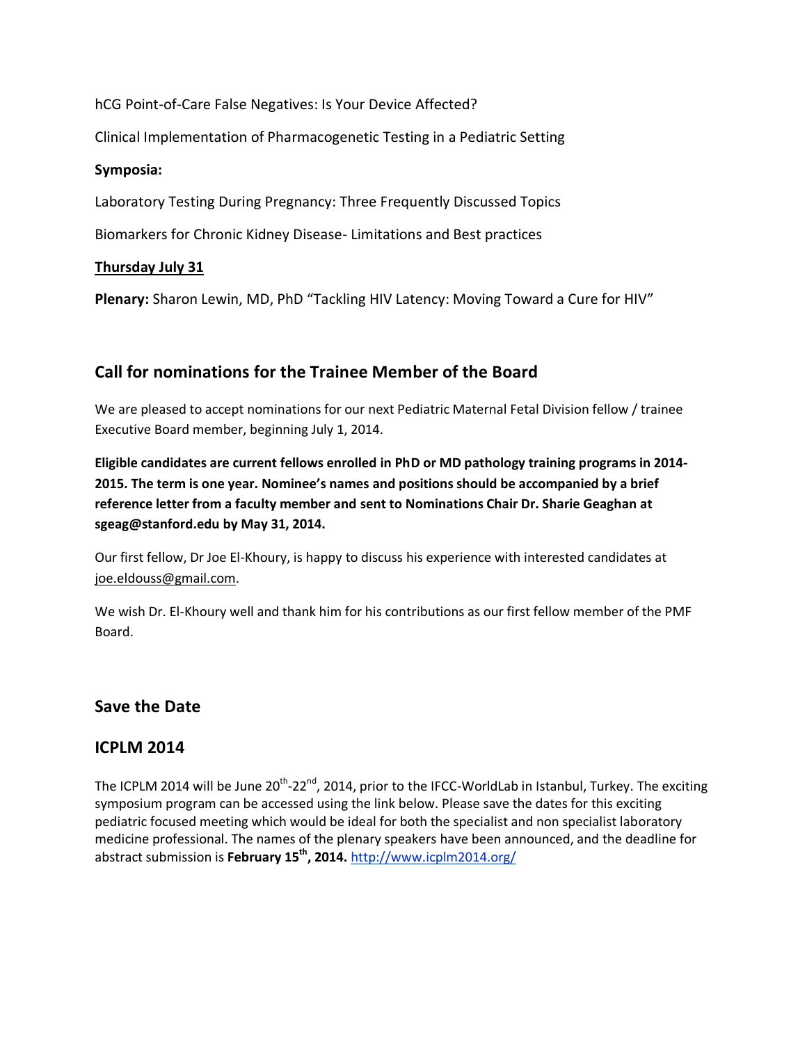hCG Point-of-Care False Negatives: Is Your Device Affected?

Clinical Implementation of Pharmacogenetic Testing in a Pediatric Setting

**Symposia:**

Laboratory Testing During Pregnancy: Three Frequently Discussed Topics

Biomarkers for Chronic Kidney Disease- Limitations and Best practices

**Thursday July 31**

**Plenary:** Sharon Lewin, MD, PhD "Tackling HIV Latency: Moving Toward a Cure for HIV"

## Call for nominations for the Trainee Member of the Board

We are pleased to accept nominations for our next Pediatric Maternal Fetal Division fellow / trainee Executive Board member, beginning July 1, 2014.

**Eligible candidates are current fellows enrolled in PhD or MD pathology training programs in 2014-2015. The term is one year. Nominee's names and positions should be accompanied by a brief reference letter from a faculty member and sent to Nominations Chair Dr. Sharie Geaghan at sgeag@stanford.edu by May 31, 2014.**

Our first fellow, Dr Joe El-Khoury, is happy to discuss his experience with interested candidates at joe.eldouss@gmail.com.

We wish Dr. El-Khoury well and thank him for his contributions as our first fellow member of the PMF Board.

## Save the Date

## ICPLM 2014

The ICPLM 2014 will be June 20th-22nd, 2014, prior to the IFCC-WorldLab in Istanbul, Turkey. The exciting symposium program can be accessed using the link below. Please save the dates for this exciting pediatric focused meeting which would be ideal for both the specialist and non specialist laboratory medicine professional. The names of the plenary speakers have been announced, and the deadline for abstract submission is **February 15th, 2014.** http://www.icplm2014.org/